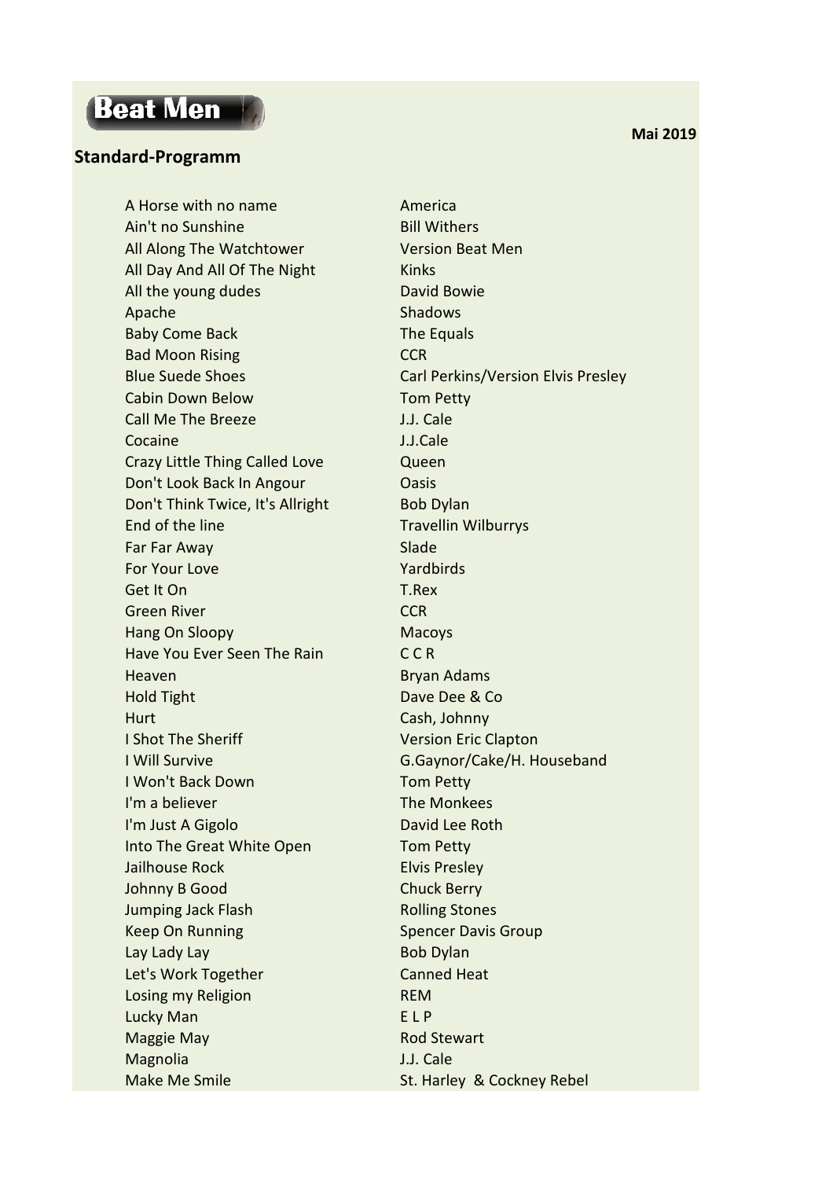# Beat Men

**Mai 2019**

## Standard-Programm

| | |
|---|---|
| A Horse with no name | America |
| Ain't no Sunshine | Bill Withers |
| All Along The Watchtower | Version Beat Men |
| All Day And All Of The Night | Kinks |
| All the young dudes | David Bowie |
| Apache | Shadows |
| Baby Come Back | The Equals |
| Bad Moon Rising | CCR |
| Blue Suede Shoes | Carl Perkins/Version Elvis Presley |
| Cabin Down Below | Tom Petty |
| Call Me The Breeze | J.J. Cale |
| Cocaine | J.J.Cale |
| Crazy Little Thing Called Love | Queen |
| Don't Look Back In Angour | Oasis |
| Don't Think Twice, It's Allright | Bob Dylan |
| End of the line | Travellin Wilburrys |
| Far Far Away | Slade |
| For Your Love | Yardbirds |
| Get It On | T.Rex |
| Green River | CCR |
| Hang On Sloopy | Macoys |
| Have You Ever Seen The Rain | C C R |
| Heaven | Bryan Adams |
| Hold Tight | Dave Dee & Co |
| Hurt | Cash, Johnny |
| I Shot The Sheriff | Version Eric Clapton |
| I Will Survive | G.Gaynor/Cake/H. Houseband |
| I Won't Back Down | Tom Petty |
| I'm a believer | The Monkees |
| I'm Just A Gigolo | David Lee Roth |
| Into The Great White Open | Tom Petty |
| Jailhouse Rock | Elvis Presley |
| Johnny B Good | Chuck Berry |
| Jumping Jack Flash | Rolling Stones |
| Keep On Running | Spencer Davis Group |
| Lay Lady Lay | Bob Dylan |
| Let's Work Together | Canned Heat |
| Losing my Religion | REM |
| Lucky Man | E L P |
| Maggie May | Rod Stewart |
| Magnolia | J.J. Cale |
| Make Me Smile | St. Harley & Cockney Rebel |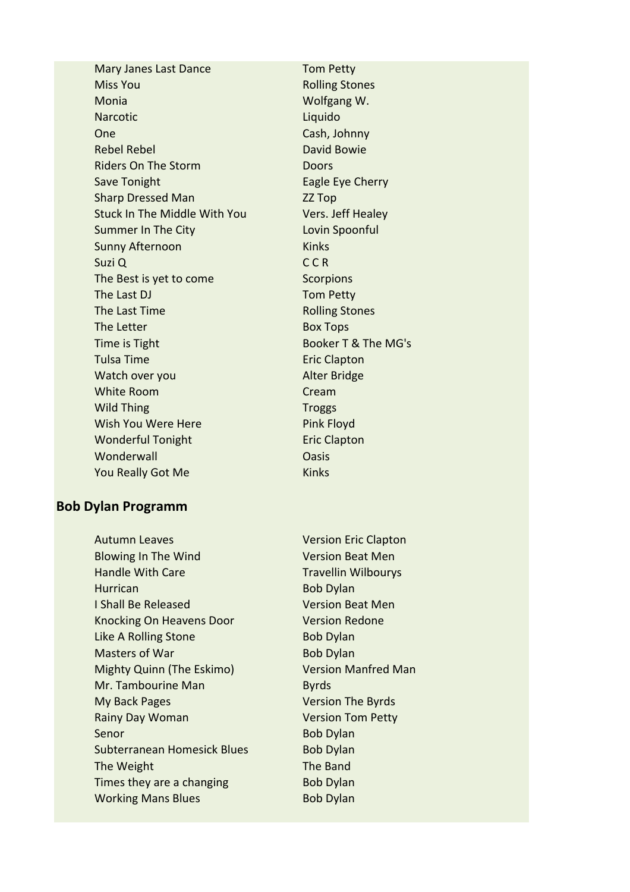| | |
|---|---|
| Mary Janes Last Dance | Tom Petty |
| Miss You | Rolling Stones |
| Monia | Wolfgang W. |
| Narcotic | Liquido |
| One | Cash, Johnny |
| Rebel Rebel | David Bowie |
| Riders On The Storm | Doors |
| Save Tonight | Eagle Eye Cherry |
| Sharp Dressed Man | ZZ Top |
| Stuck In The Middle With You | Vers. Jeff Healey |
| Summer In The City | Lovin Spoonful |
| Sunny Afternoon | Kinks |
| Suzi Q | C C R |
| The Best is yet to come | Scorpions |
| The Last DJ | Tom Petty |
| The Last Time | Rolling Stones |
| The Letter | Box Tops |
| Time is Tight | Booker T & The MG's |
| Tulsa Time | Eric Clapton |
| Watch over you | Alter Bridge |
| White Room | Cream |
| Wild Thing | Troggs |
| Wish You Were Here | Pink Floyd |
| Wonderful Tonight | Eric Clapton |
| Wonderwall | Oasis |
| You Really Got Me | Kinks |

## Bob Dylan Programm

| | |
|---|---|
| Autumn Leaves | Version Eric Clapton |
| Blowing In The Wind | Version Beat Men |
| Handle With Care | Travellin Wilbourys |
| Hurrican | Bob Dylan |
| I Shall Be Released | Version Beat Men |
| Knocking On Heavens Door | Version Redone |
| Like A Rolling Stone | Bob Dylan |
| Masters of War | Bob Dylan |
| Mighty Quinn (The Eskimo) | Version Manfred Man |
| Mr. Tambourine Man | Byrds |
| My Back Pages | Version The Byrds |
| Rainy Day Woman | Version Tom Petty |
| Senor | Bob Dylan |
| Subterranean Homesick Blues | Bob Dylan |
| The Weight | The Band |
| Times they are a changing | Bob Dylan |
| Working Mans Blues | Bob Dylan |